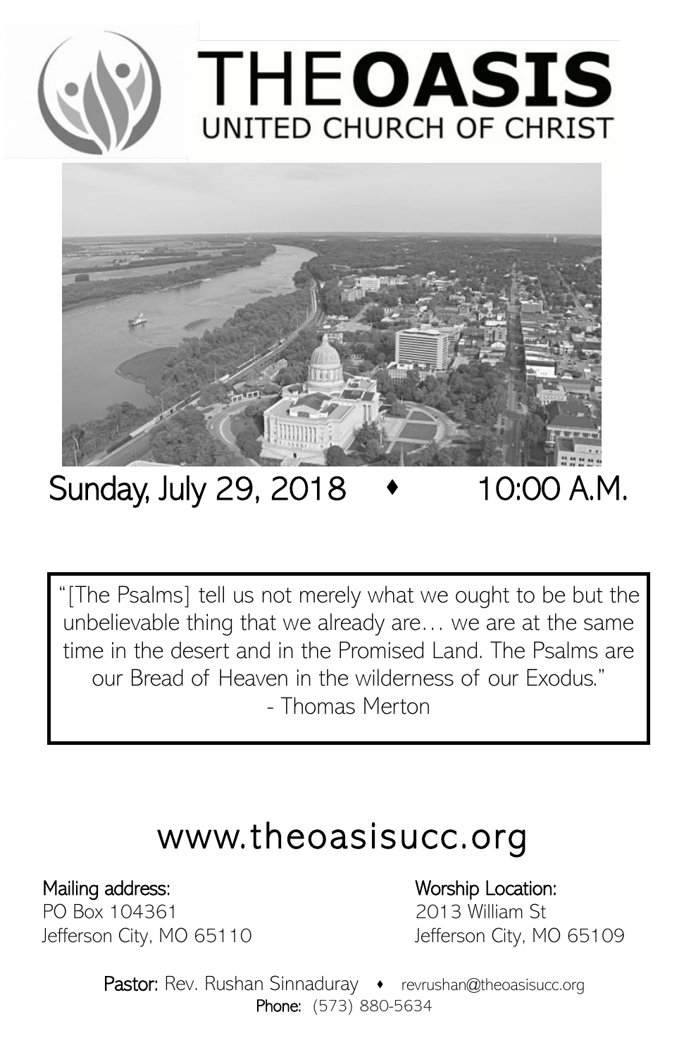# THE OASIS

## UNITED CHURCH OF CHRIST

Sunday, July 29, 2018 ♦ 10:00 A.M.

> "[The Psalms] tell us not merely what we ought to be but the unbelievable thing that we already are… we are at the same time in the desert and in the Promised Land. The Psalms are our Bread of Heaven in the wilderness of our Exodus."
>
> - Thomas Merton

www.theoasisucc.org

Mailing address:
PO Box 104361
Jefferson City, MO 65110

Worship Location:
2013 William St
Jefferson City, MO 65109

**Pastor:** Rev. Rushan Sinnaduray ♦ revrushan@theoasisucc.org
**Phone:** (573) 880-5634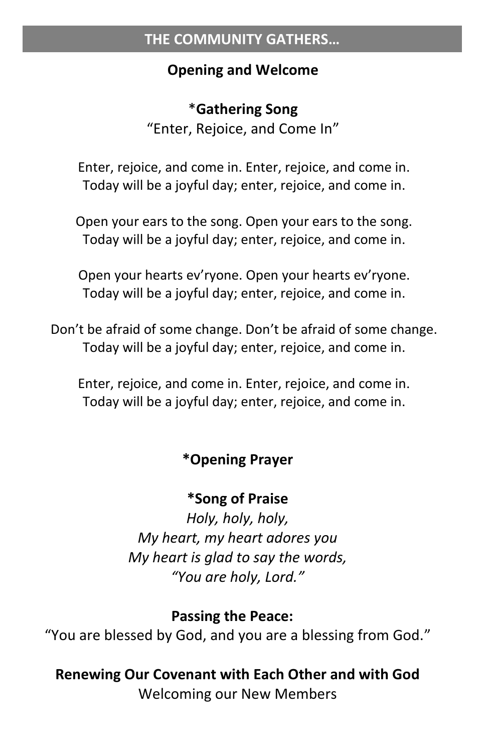## THE COMMUNITY GATHERS…

### Opening and Welcome

### *Gathering Song

"Enter, Rejoice, and Come In"

Enter, rejoice, and come in. Enter, rejoice, and come in.
Today will be a joyful day; enter, rejoice, and come in.

Open your ears to the song. Open your ears to the song.
Today will be a joyful day; enter, rejoice, and come in.

Open your hearts ev'ryone. Open your hearts ev'ryone.
Today will be a joyful day; enter, rejoice, and come in.

Don't be afraid of some change. Don't be afraid of some change.
Today will be a joyful day; enter, rejoice, and come in.

Enter, rejoice, and come in. Enter, rejoice, and come in.
Today will be a joyful day; enter, rejoice, and come in.

### *Opening Prayer

### *Song of Praise

*Holy, holy, holy,*
*My heart, my heart adores you*
*My heart is glad to say the words,*
*"You are holy, Lord."*

### Passing the Peace:

"You are blessed by God, and you are a blessing from God."

### Renewing Our Covenant with Each Other and with God

Welcoming our New Members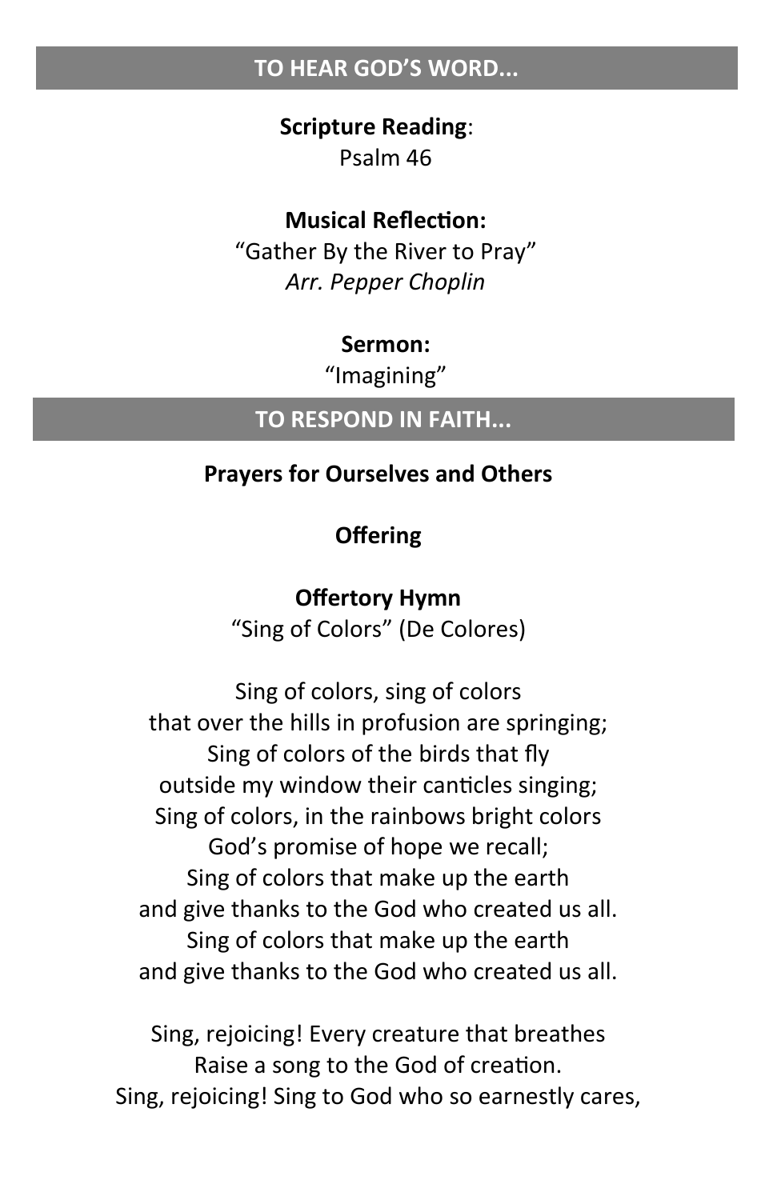## TO HEAR GOD'S WORD...

**Scripture Reading**:
Psalm 46

**Musical Reflection:**
"Gather By the River to Pray"
*Arr. Pepper Choplin*

**Sermon:**
"Imagining"

## TO RESPOND IN FAITH...

**Prayers for Ourselves and Others**

**Offering**

**Offertory Hymn**
"Sing of Colors" (De Colores)

Sing of colors, sing of colors
that over the hills in profusion are springing;
Sing of colors of the birds that fly
outside my window their canticles singing;
Sing of colors, in the rainbows bright colors
God's promise of hope we recall;
Sing of colors that make up the earth
and give thanks to the God who created us all.
Sing of colors that make up the earth
and give thanks to the God who created us all.

Sing, rejoicing! Every creature that breathes
Raise a song to the God of creation.
Sing, rejoicing! Sing to God who so earnestly cares,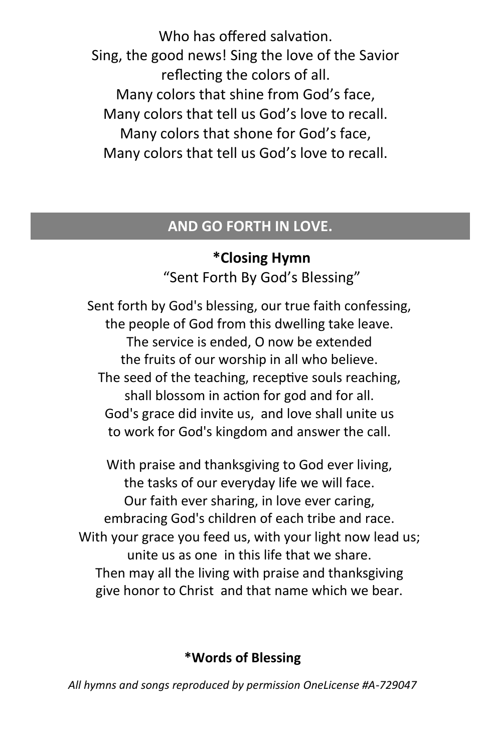Who has offered salvation.
Sing, the good news! Sing the love of the Savior
reflecting the colors of all.
Many colors that shine from God's face,
Many colors that tell us God's love to recall.
Many colors that shone for God's face,
Many colors that tell us God's love to recall.

## AND GO FORTH IN LOVE.

**\*Closing Hymn**
"Sent Forth By God's Blessing"

Sent forth by God's blessing, our true faith confessing,
the people of God from this dwelling take leave.
The service is ended, O now be extended
the fruits of our worship in all who believe.
The seed of the teaching, receptive souls reaching,
shall blossom in action for god and for all.
God's grace did invite us, and love shall unite us
to work for God's kingdom and answer the call.

With praise and thanksgiving to God ever living,
the tasks of our everyday life we will face.
Our faith ever sharing, in love ever caring,
embracing God's children of each tribe and race.
With your grace you feed us, with your light now lead us;
unite us as one in this life that we share.
Then may all the living with praise and thanksgiving
give honor to Christ and that name which we bear.

**\*Words of Blessing**

*All hymns and songs reproduced by permission OneLicense #A-729047*